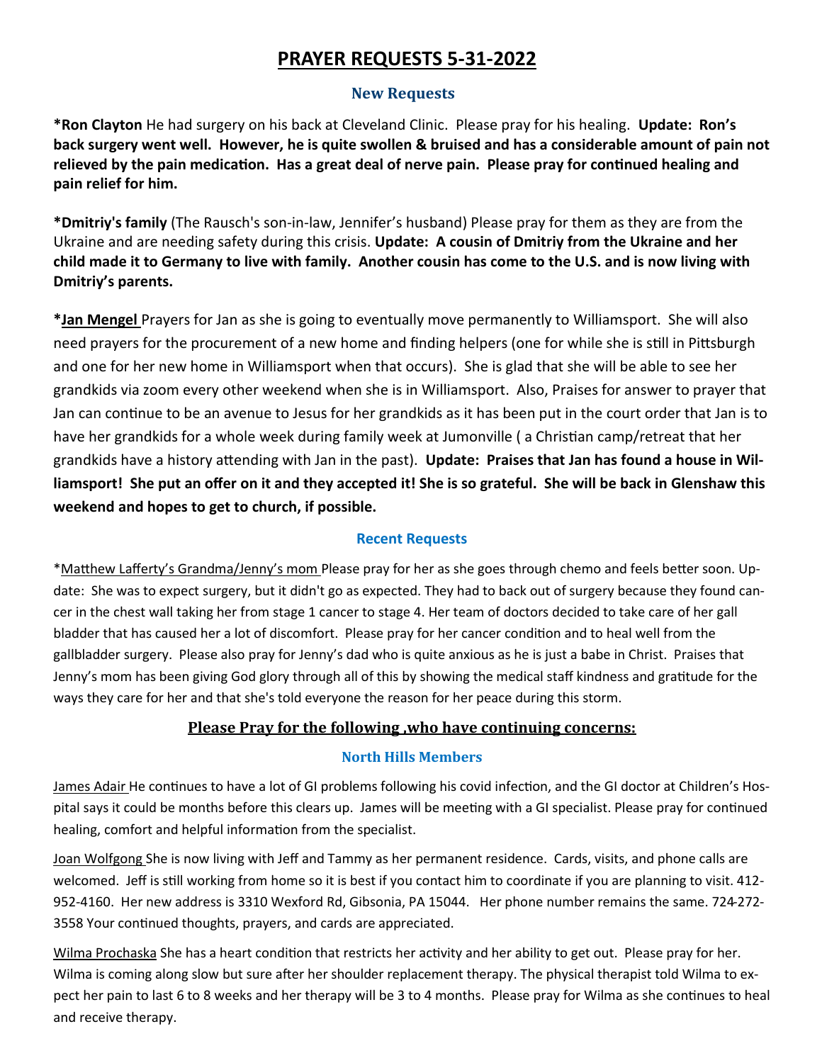# PRAYER REQUESTS 5-31-2022

## New Requests

**\*Ron Clayton** He had surgery on his back at Cleveland Clinic. Please pray for his healing. **Update: Ron's back surgery went well. However, he is quite swollen & bruised and has a considerable amount of pain not relieved by the pain medication. Has a great deal of nerve pain. Please pray for continued healing and pain relief for him.**

**\*Dmitriy's family** (The Rausch's son-in-law, Jennifer's husband) Please pray for them as they are from the Ukraine and are needing safety during this crisis. **Update: A cousin of Dmitriy from the Ukraine and her child made it to Germany to live with family. Another cousin has come to the U.S. and is now living with Dmitriy's parents.**

**\*Jan Mengel** Prayers for Jan as she is going to eventually move permanently to Williamsport. She will also need prayers for the procurement of a new home and finding helpers (one for while she is still in Pittsburgh and one for her new home in Williamsport when that occurs). She is glad that she will be able to see her grandkids via zoom every other weekend when she is in Williamsport. Also, Praises for answer to prayer that Jan can continue to be an avenue to Jesus for her grandkids as it has been put in the court order that Jan is to have her grandkids for a whole week during family week at Jumonville ( a Christian camp/retreat that her grandkids have a history attending with Jan in the past). **Update: Praises that Jan has found a house in Williamsport! She put an offer on it and they accepted it! She is so grateful. She will be back in Glenshaw this weekend and hopes to get to church, if possible.**

## Recent Requests

\*Matthew Lafferty's Grandma/Jenny's mom Please pray for her as she goes through chemo and feels better soon. Update: She was to expect surgery, but it didn't go as expected. They had to back out of surgery because they found cancer in the chest wall taking her from stage 1 cancer to stage 4. Her team of doctors decided to take care of her gall bladder that has caused her a lot of discomfort. Please pray for her cancer condition and to heal well from the gallbladder surgery. Please also pray for Jenny's dad who is quite anxious as he is just a babe in Christ. Praises that Jenny's mom has been giving God glory through all of this by showing the medical staff kindness and gratitude for the ways they care for her and that she's told everyone the reason for her peace during this storm.

## Please Pray for the following ,who have continuing concerns:

### North Hills Members

James Adair He continues to have a lot of GI problems following his covid infection, and the GI doctor at Children's Hospital says it could be months before this clears up. James will be meeting with a GI specialist. Please pray for continued healing, comfort and helpful information from the specialist.

Joan Wolfgong She is now living with Jeff and Tammy as her permanent residence. Cards, visits, and phone calls are welcomed. Jeff is still working from home so it is best if you contact him to coordinate if you are planning to visit. 412-952-4160. Her new address is 3310 Wexford Rd, Gibsonia, PA 15044. Her phone number remains the same. 724-272-3558 Your continued thoughts, prayers, and cards are appreciated.

Wilma Prochaska She has a heart condition that restricts her activity and her ability to get out. Please pray for her. Wilma is coming along slow but sure after her shoulder replacement therapy. The physical therapist told Wilma to expect her pain to last 6 to 8 weeks and her therapy will be 3 to 4 months. Please pray for Wilma as she continues to heal and receive therapy.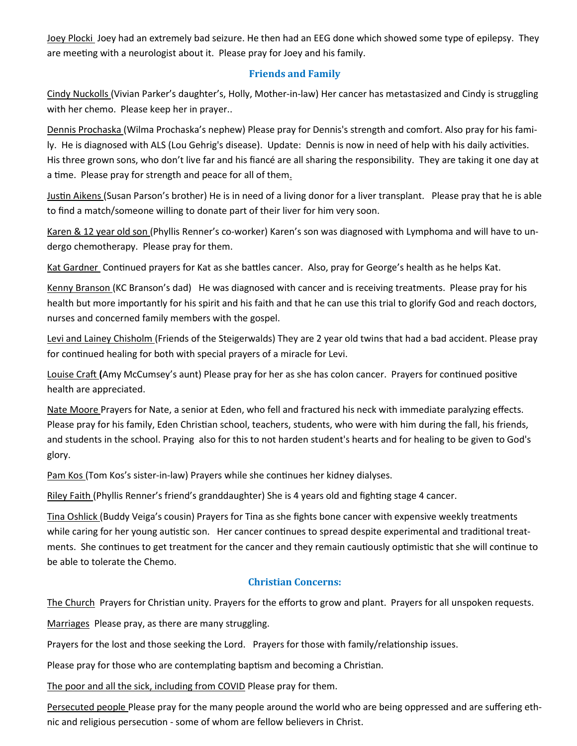Joey Plocki Joey had an extremely bad seizure. He then had an EEG done which showed some type of epilepsy. They are meeting with a neurologist about it. Please pray for Joey and his family.

## Friends and Family

Cindy Nuckolls (Vivian Parker's daughter's, Holly, Mother-in-law) Her cancer has metastasized and Cindy is struggling with her chemo. Please keep her in prayer..

Dennis Prochaska (Wilma Prochaska's nephew) Please pray for Dennis's strength and comfort. Also pray for his family. He is diagnosed with ALS (Lou Gehrig's disease). Update: Dennis is now in need of help with his daily activities. His three grown sons, who don't live far and his fiancé are all sharing the responsibility. They are taking it one day at a time. Please pray for strength and peace for all of them.

Justin Aikens (Susan Parson's brother) He is in need of a living donor for a liver transplant. Please pray that he is able to find a match/someone willing to donate part of their liver for him very soon.

Karen & 12 year old son (Phyllis Renner's co-worker) Karen's son was diagnosed with Lymphoma and will have to undergo chemotherapy. Please pray for them.

Kat Gardner Continued prayers for Kat as she battles cancer. Also, pray for George's health as he helps Kat.

Kenny Branson (KC Branson's dad) He was diagnosed with cancer and is receiving treatments. Please pray for his health but more importantly for his spirit and his faith and that he can use this trial to glorify God and reach doctors, nurses and concerned family members with the gospel.

Levi and Lainey Chisholm (Friends of the Steigerwalds) They are 2 year old twins that had a bad accident. Please pray for continued healing for both with special prayers of a miracle for Levi.

Louise Craft **(**Amy McCumsey's aunt) Please pray for her as she has colon cancer. Prayers for continued positive health are appreciated.

Nate Moore Prayers for Nate, a senior at Eden, who fell and fractured his neck with immediate paralyzing effects. Please pray for his family, Eden Christian school, teachers, students, who were with him during the fall, his friends, and students in the school. Praying also for this to not harden student's hearts and for healing to be given to God's glory.

Pam Kos (Tom Kos's sister-in-law) Prayers while she continues her kidney dialyses.

Riley Faith (Phyllis Renner's friend's granddaughter) She is 4 years old and fighting stage 4 cancer.

Tina Oshlick (Buddy Veiga's cousin) Prayers for Tina as she fights bone cancer with expensive weekly treatments while caring for her young autistic son. Her cancer continues to spread despite experimental and traditional treatments. She continues to get treatment for the cancer and they remain cautiously optimistic that she will continue to be able to tolerate the Chemo.

## Christian Concerns:

The Church Prayers for Christian unity. Prayers for the efforts to grow and plant. Prayers for all unspoken requests.

Marriages Please pray, as there are many struggling.

Prayers for the lost and those seeking the Lord. Prayers for those with family/relationship issues.

Please pray for those who are contemplating baptism and becoming a Christian.

The poor and all the sick, including from COVID Please pray for them.

Persecuted people Please pray for the many people around the world who are being oppressed and are suffering ethnic and religious persecution - some of whom are fellow believers in Christ.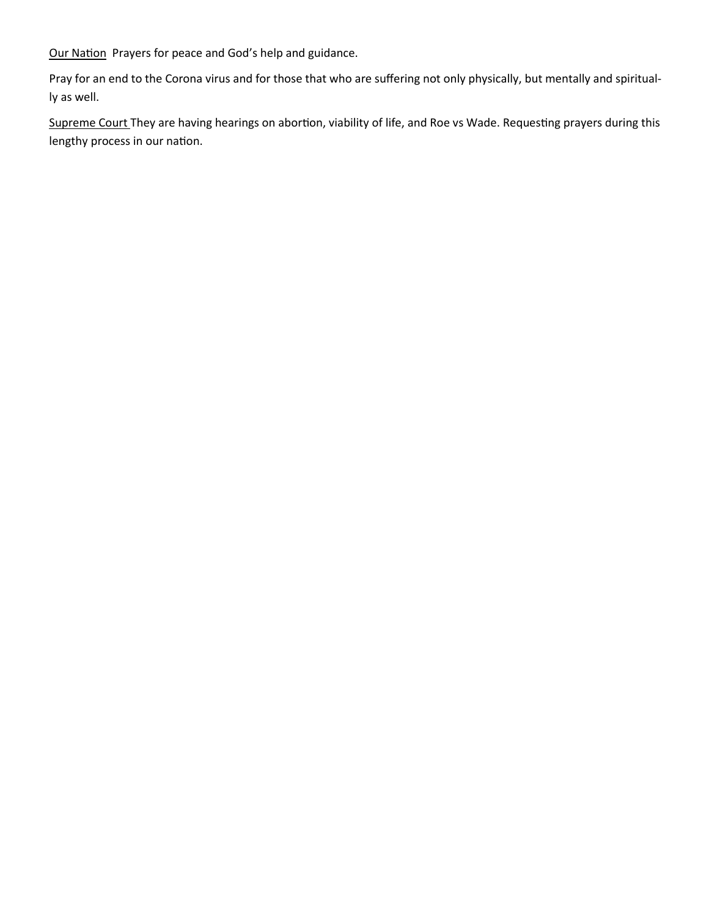<u>Our Nation</u> Prayers for peace and God's help and guidance.

Pray for an end to the Corona virus and for those that who are suffering not only physically, but mentally and spiritually as well.

<u>Supreme Court</u> They are having hearings on abortion, viability of life, and Roe vs Wade. Requesting prayers during this lengthy process in our nation.